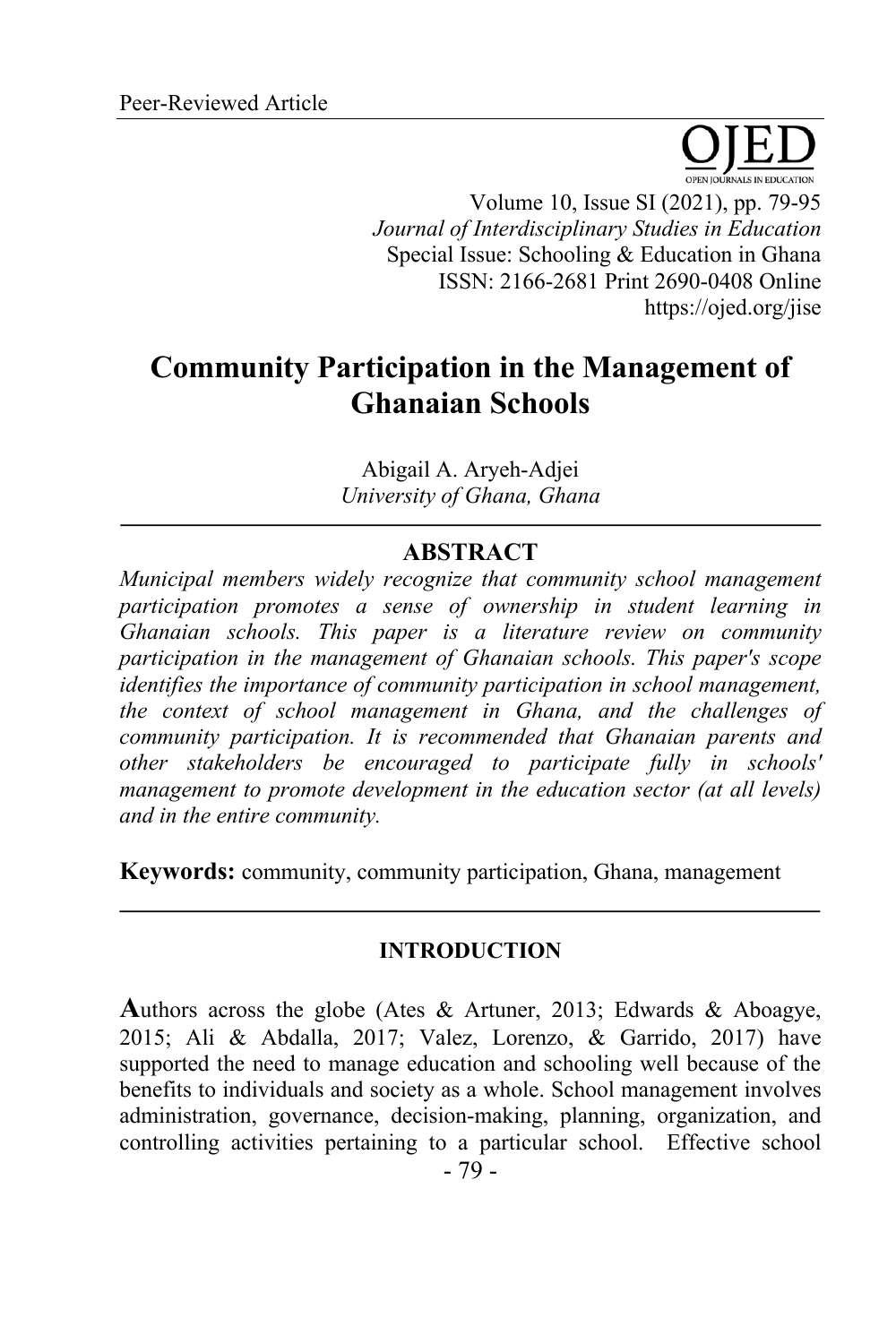Peer-Reviewed Article

# Community Participation in the Management of Ghanaian Schools

Abigail A. Aryeh-Adjei
*University of Ghana, Ghana*

---

## ABSTRACT

*Municipal members widely recognize that community school management participation promotes a sense of ownership in student learning in Ghanaian schools. This paper is a literature review on community participation in the management of Ghanaian schools. This paper's scope identifies the importance of community participation in school management, the context of school management in Ghana, and the challenges of community participation. It is recommended that Ghanaian parents and other stakeholders be encouraged to participate fully in schools' management to promote development in the education sector (at all levels) and in the entire community.*

**Keywords:** community, community participation, Ghana, management

---

## INTRODUCTION

Authors across the globe (Ates & Artuner, 2013; Edwards & Aboagye, 2015; Ali & Abdalla, 2017; Valez, Lorenzo, & Garrido, 2017) have supported the need to manage education and schooling well because of the benefits to individuals and society as a whole. School management involves administration, governance, decision-making, planning, organization, and controlling activities pertaining to a particular school. Effective school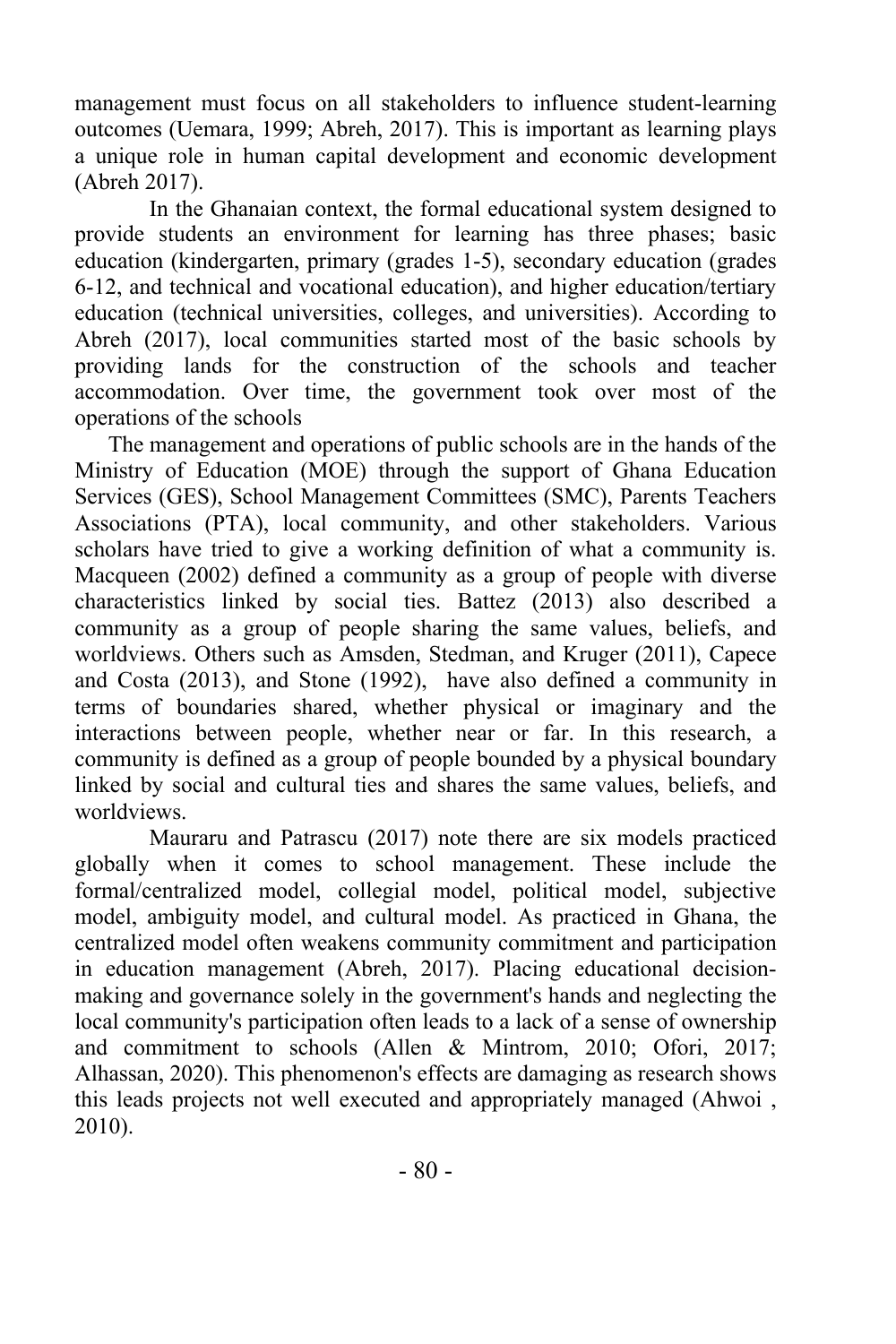management must focus on all stakeholders to influence student-learning outcomes (Uemara, 1999; Abreh, 2017). This is important as learning plays a unique role in human capital development and economic development (Abreh 2017).

In the Ghanaian context, the formal educational system designed to provide students an environment for learning has three phases; basic education (kindergarten, primary (grades 1-5), secondary education (grades 6-12, and technical and vocational education), and higher education/tertiary education (technical universities, colleges, and universities). According to Abreh (2017), local communities started most of the basic schools by providing lands for the construction of the schools and teacher accommodation. Over time, the government took over most of the operations of the schools

The management and operations of public schools are in the hands of the Ministry of Education (MOE) through the support of Ghana Education Services (GES), School Management Committees (SMC), Parents Teachers Associations (PTA), local community, and other stakeholders. Various scholars have tried to give a working definition of what a community is. Macqueen (2002) defined a community as a group of people with diverse characteristics linked by social ties. Battez (2013) also described a community as a group of people sharing the same values, beliefs, and worldviews. Others such as Amsden, Stedman, and Kruger (2011), Capece and Costa (2013), and Stone (1992), have also defined a community in terms of boundaries shared, whether physical or imaginary and the interactions between people, whether near or far. In this research, a community is defined as a group of people bounded by a physical boundary linked by social and cultural ties and shares the same values, beliefs, and worldviews.

Mauraru and Patrascu (2017) note there are six models practiced globally when it comes to school management. These include the formal/centralized model, collegial model, political model, subjective model, ambiguity model, and cultural model. As practiced in Ghana, the centralized model often weakens community commitment and participation in education management (Abreh, 2017). Placing educational decision-making and governance solely in the government's hands and neglecting the local community's participation often leads to a lack of a sense of ownership and commitment to schools (Allen & Mintrom, 2010; Ofori, 2017; Alhassan, 2020). This phenomenon's effects are damaging as research shows this leads projects not well executed and appropriately managed (Ahwoi , 2010).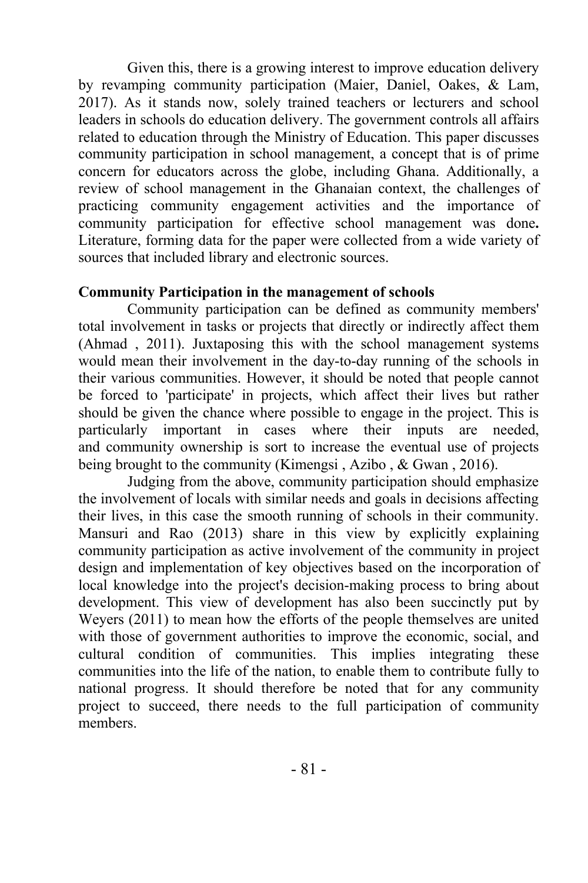Given this, there is a growing interest to improve education delivery by revamping community participation (Maier, Daniel, Oakes, & Lam, 2017). As it stands now, solely trained teachers or lecturers and school leaders in schools do education delivery. The government controls all affairs related to education through the Ministry of Education. This paper discusses community participation in school management, a concept that is of prime concern for educators across the globe, including Ghana. Additionally, a review of school management in the Ghanaian context, the challenges of practicing community engagement activities and the importance of community participation for effective school management was done**.** Literature, forming data for the paper were collected from a wide variety of sources that included library and electronic sources.

**Community Participation in the management of schools**

Community participation can be defined as community members' total involvement in tasks or projects that directly or indirectly affect them (Ahmad , 2011). Juxtaposing this with the school management systems would mean their involvement in the day-to-day running of the schools in their various communities. However, it should be noted that people cannot be forced to 'participate' in projects, which affect their lives but rather should be given the chance where possible to engage in the project. This is particularly important in cases where their inputs are needed, and community ownership is sort to increase the eventual use of projects being brought to the community (Kimengsi , Azibo , & Gwan , 2016).

Judging from the above, community participation should emphasize the involvement of locals with similar needs and goals in decisions affecting their lives, in this case the smooth running of schools in their community. Mansuri and Rao (2013) share in this view by explicitly explaining community participation as active involvement of the community in project design and implementation of key objectives based on the incorporation of local knowledge into the project's decision-making process to bring about development. This view of development has also been succinctly put by Weyers (2011) to mean how the efforts of the people themselves are united with those of government authorities to improve the economic, social, and cultural condition of communities. This implies integrating these communities into the life of the nation, to enable them to contribute fully to national progress. It should therefore be noted that for any community project to succeed, there needs to the full participation of community members.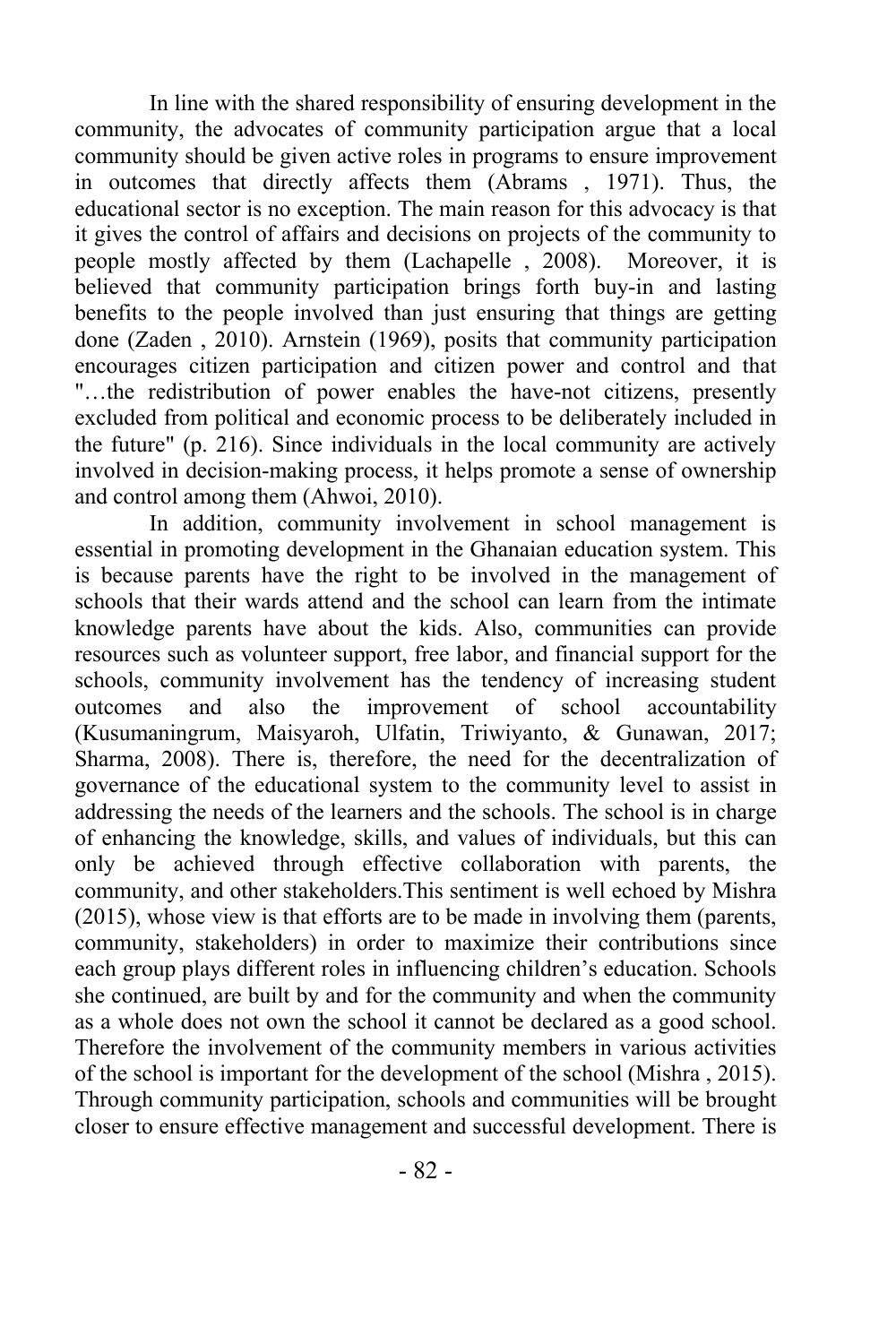In line with the shared responsibility of ensuring development in the community, the advocates of community participation argue that a local community should be given active roles in programs to ensure improvement in outcomes that directly affects them (Abrams , 1971). Thus, the educational sector is no exception. The main reason for this advocacy is that it gives the control of affairs and decisions on projects of the community to people mostly affected by them (Lachapelle , 2008). Moreover, it is believed that community participation brings forth buy-in and lasting benefits to the people involved than just ensuring that things are getting done (Zaden , 2010). Arnstein (1969), posits that community participation encourages citizen participation and citizen power and control and that "…the redistribution of power enables the have-not citizens, presently excluded from political and economic process to be deliberately included in the future" (p. 216). Since individuals in the local community are actively involved in decision-making process, it helps promote a sense of ownership and control among them (Ahwoi, 2010).

In addition, community involvement in school management is essential in promoting development in the Ghanaian education system. This is because parents have the right to be involved in the management of schools that their wards attend and the school can learn from the intimate knowledge parents have about the kids. Also, communities can provide resources such as volunteer support, free labor, and financial support for the schools, community involvement has the tendency of increasing student outcomes and also the improvement of school accountability (Kusumaningrum, Maisyaroh, Ulfatin, Triwiyanto, & Gunawan, 2017; Sharma, 2008). There is, therefore, the need for the decentralization of governance of the educational system to the community level to assist in addressing the needs of the learners and the schools. The school is in charge of enhancing the knowledge, skills, and values of individuals, but this can only be achieved through effective collaboration with parents, the community, and other stakeholders.This sentiment is well echoed by Mishra (2015), whose view is that efforts are to be made in involving them (parents, community, stakeholders) in order to maximize their contributions since each group plays different roles in influencing children's education. Schools she continued, are built by and for the community and when the community as a whole does not own the school it cannot be declared as a good school. Therefore the involvement of the community members in various activities of the school is important for the development of the school (Mishra , 2015). Through community participation, schools and communities will be brought closer to ensure effective management and successful development. There is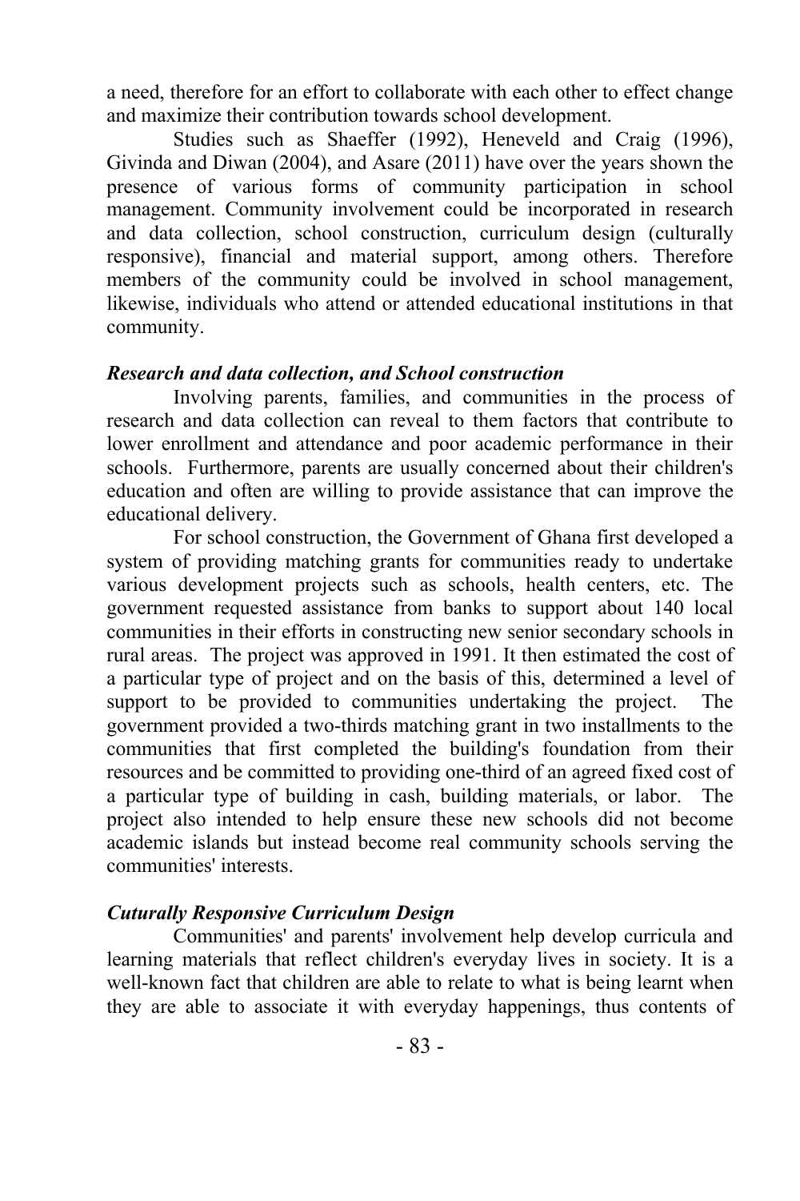a need, therefore for an effort to collaborate with each other to effect change and maximize their contribution towards school development.

Studies such as Shaeffer (1992), Heneveld and Craig (1996), Givinda and Diwan (2004), and Asare (2011) have over the years shown the presence of various forms of community participation in school management. Community involvement could be incorporated in research and data collection, school construction, curriculum design (culturally responsive), financial and material support, among others. Therefore members of the community could be involved in school management, likewise, individuals who attend or attended educational institutions in that community.

***Research and data collection, and School construction***

Involving parents, families, and communities in the process of research and data collection can reveal to them factors that contribute to lower enrollment and attendance and poor academic performance in their schools. Furthermore, parents are usually concerned about their children's education and often are willing to provide assistance that can improve the educational delivery.

For school construction, the Government of Ghana first developed a system of providing matching grants for communities ready to undertake various development projects such as schools, health centers, etc. The government requested assistance from banks to support about 140 local communities in their efforts in constructing new senior secondary schools in rural areas. The project was approved in 1991. It then estimated the cost of a particular type of project and on the basis of this, determined a level of support to be provided to communities undertaking the project. The government provided a two-thirds matching grant in two installments to the communities that first completed the building's foundation from their resources and be committed to providing one-third of an agreed fixed cost of a particular type of building in cash, building materials, or labor. The project also intended to help ensure these new schools did not become academic islands but instead become real community schools serving the communities' interests.

***Cuturally Responsive Curriculum Design***

Communities' and parents' involvement help develop curricula and learning materials that reflect children's everyday lives in society. It is a well-known fact that children are able to relate to what is being learnt when they are able to associate it with everyday happenings, thus contents of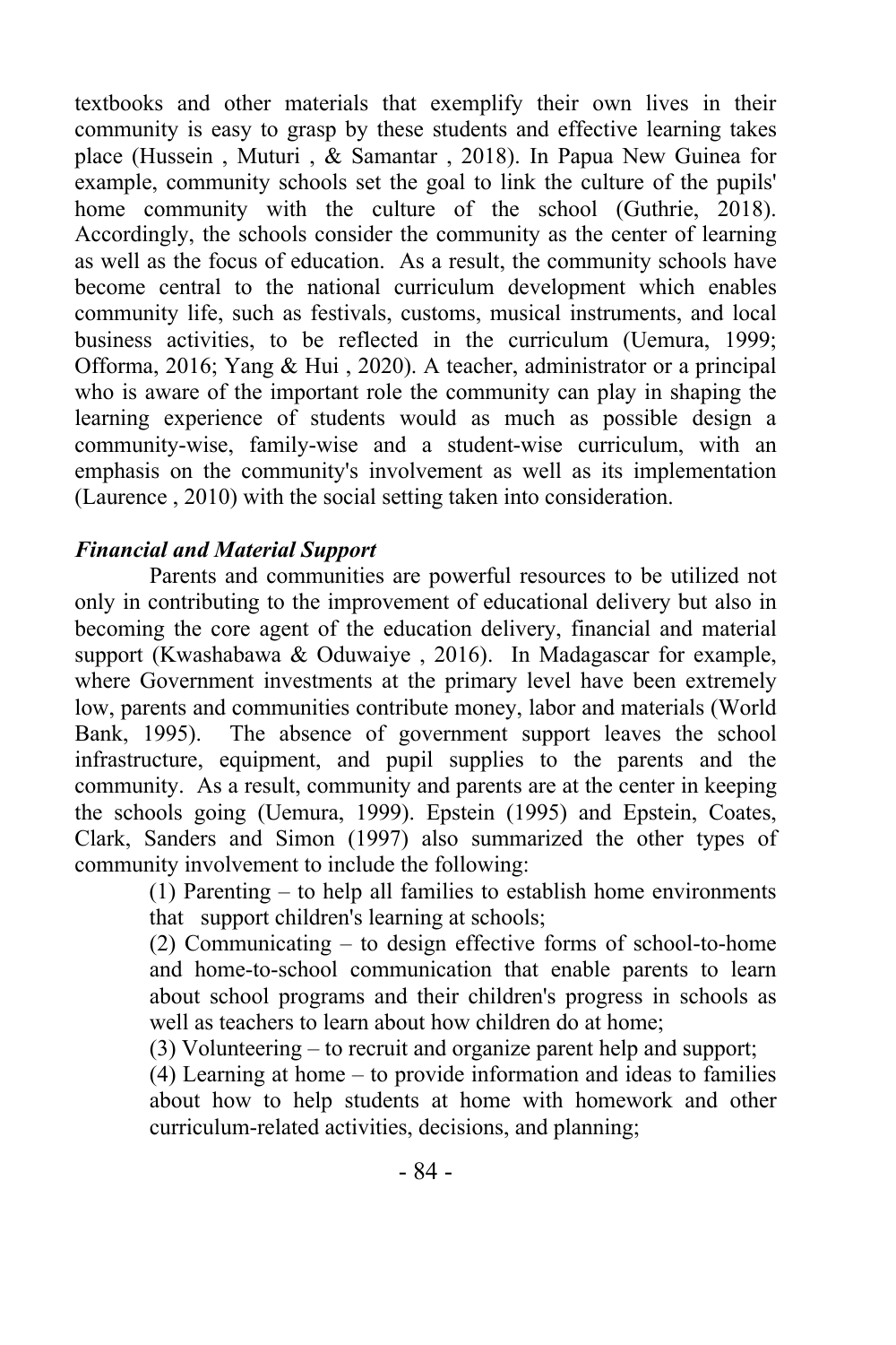textbooks and other materials that exemplify their own lives in their community is easy to grasp by these students and effective learning takes place (Hussein , Muturi , & Samantar , 2018). In Papua New Guinea for example, community schools set the goal to link the culture of the pupils' home community with the culture of the school (Guthrie, 2018). Accordingly, the schools consider the community as the center of learning as well as the focus of education. As a result, the community schools have become central to the national curriculum development which enables community life, such as festivals, customs, musical instruments, and local business activities, to be reflected in the curriculum (Uemura, 1999; Offorma, 2016; Yang & Hui , 2020). A teacher, administrator or a principal who is aware of the important role the community can play in shaping the learning experience of students would as much as possible design a community-wise, family-wise and a student-wise curriculum, with an emphasis on the community's involvement as well as its implementation (Laurence , 2010) with the social setting taken into consideration.

***Financial and Material Support***

Parents and communities are powerful resources to be utilized not only in contributing to the improvement of educational delivery but also in becoming the core agent of the education delivery, financial and material support (Kwashabawa & Oduwaiye , 2016). In Madagascar for example, where Government investments at the primary level have been extremely low, parents and communities contribute money, labor and materials (World Bank, 1995). The absence of government support leaves the school infrastructure, equipment, and pupil supplies to the parents and the community. As a result, community and parents are at the center in keeping the schools going (Uemura, 1999). Epstein (1995) and Epstein, Coates, Clark, Sanders and Simon (1997) also summarized the other types of community involvement to include the following:

(1) Parenting – to help all families to establish home environments that support children's learning at schools;

(2) Communicating – to design effective forms of school-to-home and home-to-school communication that enable parents to learn about school programs and their children's progress in schools as well as teachers to learn about how children do at home;

(3) Volunteering – to recruit and organize parent help and support;

(4) Learning at home – to provide information and ideas to families about how to help students at home with homework and other curriculum-related activities, decisions, and planning;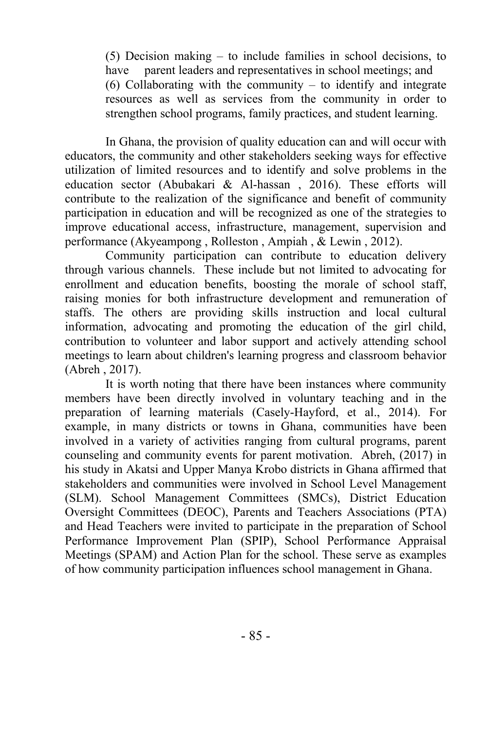(5) Decision making – to include families in school decisions, to have parent leaders and representatives in school meetings; and

(6) Collaborating with the community – to identify and integrate resources as well as services from the community in order to strengthen school programs, family practices, and student learning.

In Ghana, the provision of quality education can and will occur with educators, the community and other stakeholders seeking ways for effective utilization of limited resources and to identify and solve problems in the education sector (Abubakari & Al-hassan , 2016). These efforts will contribute to the realization of the significance and benefit of community participation in education and will be recognized as one of the strategies to improve educational access, infrastructure, management, supervision and performance (Akyeampong , Rolleston , Ampiah , & Lewin , 2012).

Community participation can contribute to education delivery through various channels. These include but not limited to advocating for enrollment and education benefits, boosting the morale of school staff, raising monies for both infrastructure development and remuneration of staffs. The others are providing skills instruction and local cultural information, advocating and promoting the education of the girl child, contribution to volunteer and labor support and actively attending school meetings to learn about children's learning progress and classroom behavior (Abreh , 2017).

It is worth noting that there have been instances where community members have been directly involved in voluntary teaching and in the preparation of learning materials (Casely-Hayford, et al., 2014). For example, in many districts or towns in Ghana, communities have been involved in a variety of activities ranging from cultural programs, parent counseling and community events for parent motivation. Abreh, (2017) in his study in Akatsi and Upper Manya Krobo districts in Ghana affirmed that stakeholders and communities were involved in School Level Management (SLM). School Management Committees (SMCs), District Education Oversight Committees (DEOC), Parents and Teachers Associations (PTA) and Head Teachers were invited to participate in the preparation of School Performance Improvement Plan (SPIP), School Performance Appraisal Meetings (SPAM) and Action Plan for the school. These serve as examples of how community participation influences school management in Ghana.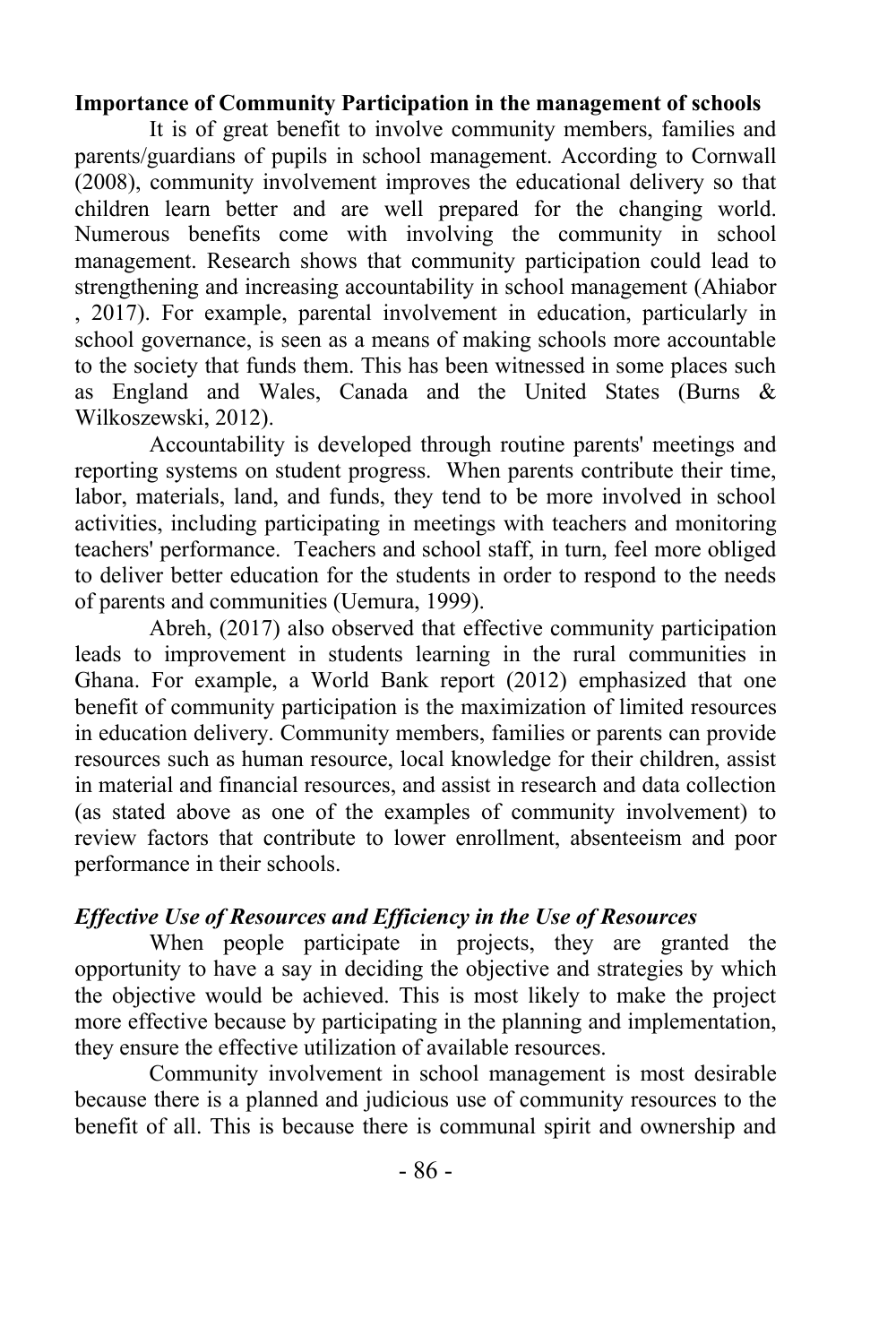**Importance of Community Participation in the management of schools**

It is of great benefit to involve community members, families and parents/guardians of pupils in school management. According to Cornwall (2008), community involvement improves the educational delivery so that children learn better and are well prepared for the changing world. Numerous benefits come with involving the community in school management. Research shows that community participation could lead to strengthening and increasing accountability in school management (Ahiabor , 2017). For example, parental involvement in education, particularly in school governance, is seen as a means of making schools more accountable to the society that funds them. This has been witnessed in some places such as England and Wales, Canada and the United States (Burns & Wilkoszewski, 2012).

Accountability is developed through routine parents' meetings and reporting systems on student progress. When parents contribute their time, labor, materials, land, and funds, they tend to be more involved in school activities, including participating in meetings with teachers and monitoring teachers' performance. Teachers and school staff, in turn, feel more obliged to deliver better education for the students in order to respond to the needs of parents and communities (Uemura, 1999).

Abreh, (2017) also observed that effective community participation leads to improvement in students learning in the rural communities in Ghana. For example, a World Bank report (2012) emphasized that one benefit of community participation is the maximization of limited resources in education delivery. Community members, families or parents can provide resources such as human resource, local knowledge for their children, assist in material and financial resources, and assist in research and data collection (as stated above as one of the examples of community involvement) to review factors that contribute to lower enrollment, absenteeism and poor performance in their schools.

***Effective Use of Resources and Efficiency in the Use of Resources***

When people participate in projects, they are granted the opportunity to have a say in deciding the objective and strategies by which the objective would be achieved. This is most likely to make the project more effective because by participating in the planning and implementation, they ensure the effective utilization of available resources.

Community involvement in school management is most desirable because there is a planned and judicious use of community resources to the benefit of all. This is because there is communal spirit and ownership and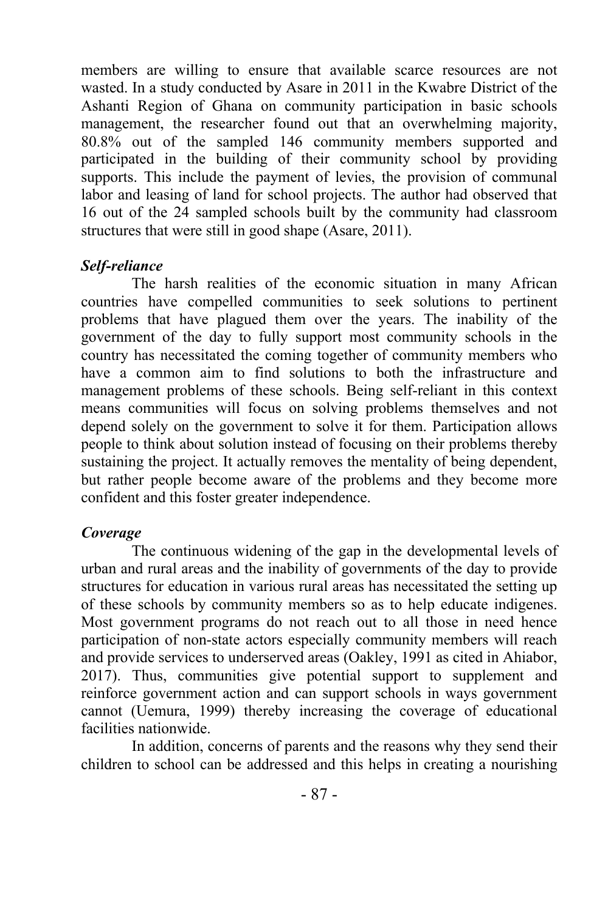members are willing to ensure that available scarce resources are not wasted. In a study conducted by Asare in 2011 in the Kwabre District of the Ashanti Region of Ghana on community participation in basic schools management, the researcher found out that an overwhelming majority, 80.8% out of the sampled 146 community members supported and participated in the building of their community school by providing supports. This include the payment of levies, the provision of communal labor and leasing of land for school projects. The author had observed that 16 out of the 24 sampled schools built by the community had classroom structures that were still in good shape (Asare, 2011).

***Self-reliance***

The harsh realities of the economic situation in many African countries have compelled communities to seek solutions to pertinent problems that have plagued them over the years. The inability of the government of the day to fully support most community schools in the country has necessitated the coming together of community members who have a common aim to find solutions to both the infrastructure and management problems of these schools. Being self-reliant in this context means communities will focus on solving problems themselves and not depend solely on the government to solve it for them. Participation allows people to think about solution instead of focusing on their problems thereby sustaining the project. It actually removes the mentality of being dependent, but rather people become aware of the problems and they become more confident and this foster greater independence.

***Coverage***

The continuous widening of the gap in the developmental levels of urban and rural areas and the inability of governments of the day to provide structures for education in various rural areas has necessitated the setting up of these schools by community members so as to help educate indigenes. Most government programs do not reach out to all those in need hence participation of non-state actors especially community members will reach and provide services to underserved areas (Oakley, 1991 as cited in Ahiabor, 2017). Thus, communities give potential support to supplement and reinforce government action and can support schools in ways government cannot (Uemura, 1999) thereby increasing the coverage of educational facilities nationwide.

In addition, concerns of parents and the reasons why they send their children to school can be addressed and this helps in creating a nourishing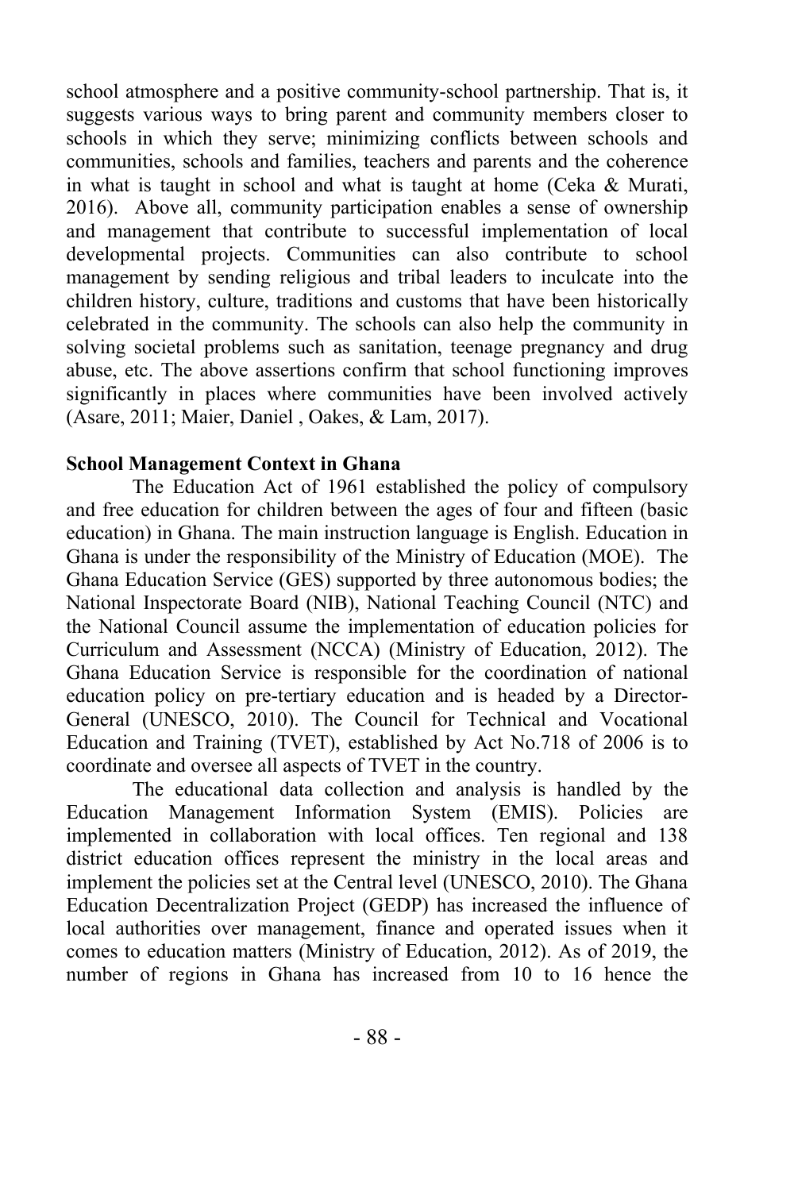school atmosphere and a positive community-school partnership. That is, it suggests various ways to bring parent and community members closer to schools in which they serve; minimizing conflicts between schools and communities, schools and families, teachers and parents and the coherence in what is taught in school and what is taught at home (Ceka & Murati, 2016). Above all, community participation enables a sense of ownership and management that contribute to successful implementation of local developmental projects. Communities can also contribute to school management by sending religious and tribal leaders to inculcate into the children history, culture, traditions and customs that have been historically celebrated in the community. The schools can also help the community in solving societal problems such as sanitation, teenage pregnancy and drug abuse, etc. The above assertions confirm that school functioning improves significantly in places where communities have been involved actively (Asare, 2011; Maier, Daniel , Oakes, & Lam, 2017).

**School Management Context in Ghana**

The Education Act of 1961 established the policy of compulsory and free education for children between the ages of four and fifteen (basic education) in Ghana. The main instruction language is English. Education in Ghana is under the responsibility of the Ministry of Education (MOE). The Ghana Education Service (GES) supported by three autonomous bodies; the National Inspectorate Board (NIB), National Teaching Council (NTC) and the National Council assume the implementation of education policies for Curriculum and Assessment (NCCA) (Ministry of Education, 2012). The Ghana Education Service is responsible for the coordination of national education policy on pre-tertiary education and is headed by a Director-General (UNESCO, 2010). The Council for Technical and Vocational Education and Training (TVET), established by Act No.718 of 2006 is to coordinate and oversee all aspects of TVET in the country.

The educational data collection and analysis is handled by the Education Management Information System (EMIS). Policies are implemented in collaboration with local offices. Ten regional and 138 district education offices represent the ministry in the local areas and implement the policies set at the Central level (UNESCO, 2010). The Ghana Education Decentralization Project (GEDP) has increased the influence of local authorities over management, finance and operated issues when it comes to education matters (Ministry of Education, 2012). As of 2019, the number of regions in Ghana has increased from 10 to 16 hence the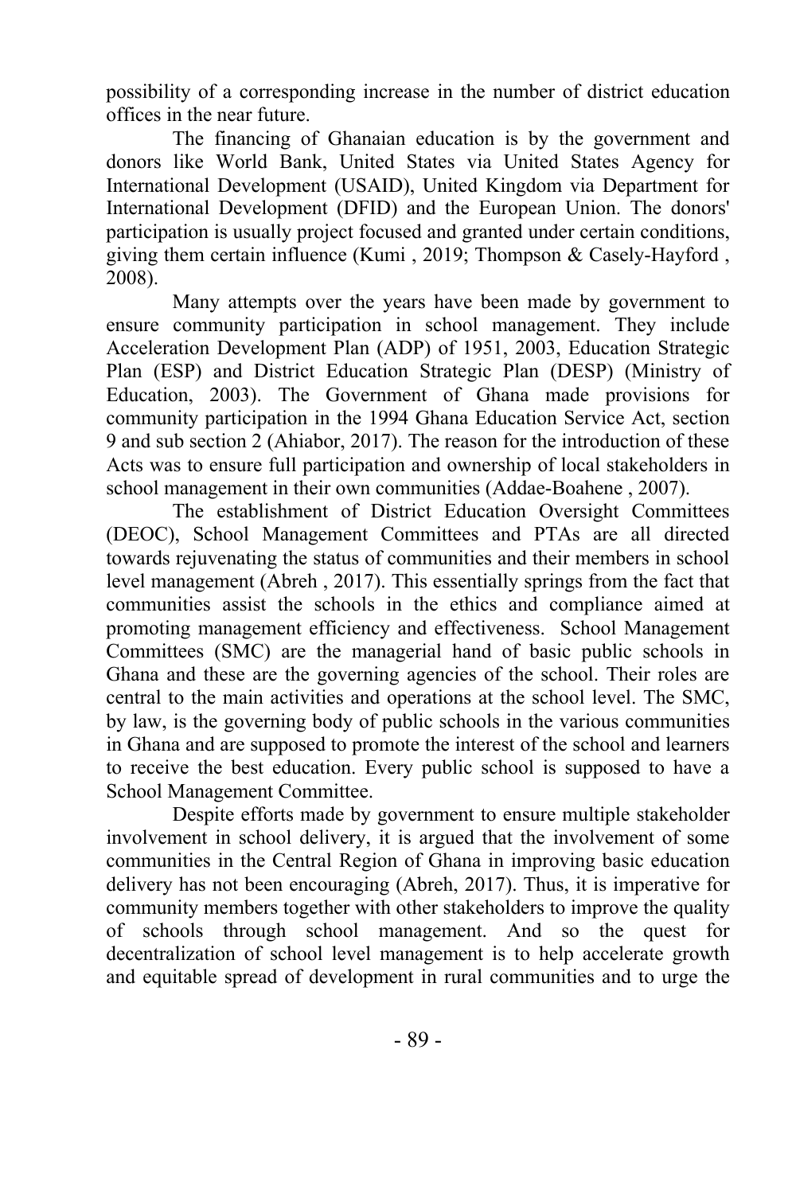possibility of a corresponding increase in the number of district education offices in the near future.

The financing of Ghanaian education is by the government and donors like World Bank, United States via United States Agency for International Development (USAID), United Kingdom via Department for International Development (DFID) and the European Union. The donors' participation is usually project focused and granted under certain conditions, giving them certain influence (Kumi , 2019; Thompson & Casely-Hayford , 2008).

Many attempts over the years have been made by government to ensure community participation in school management. They include Acceleration Development Plan (ADP) of 1951, 2003, Education Strategic Plan (ESP) and District Education Strategic Plan (DESP) (Ministry of Education, 2003). The Government of Ghana made provisions for community participation in the 1994 Ghana Education Service Act, section 9 and sub section 2 (Ahiabor, 2017). The reason for the introduction of these Acts was to ensure full participation and ownership of local stakeholders in school management in their own communities (Addae-Boahene , 2007).

The establishment of District Education Oversight Committees (DEOC), School Management Committees and PTAs are all directed towards rejuvenating the status of communities and their members in school level management (Abreh , 2017). This essentially springs from the fact that communities assist the schools in the ethics and compliance aimed at promoting management efficiency and effectiveness. School Management Committees (SMC) are the managerial hand of basic public schools in Ghana and these are the governing agencies of the school. Their roles are central to the main activities and operations at the school level. The SMC, by law, is the governing body of public schools in the various communities in Ghana and are supposed to promote the interest of the school and learners to receive the best education. Every public school is supposed to have a School Management Committee.

Despite efforts made by government to ensure multiple stakeholder involvement in school delivery, it is argued that the involvement of some communities in the Central Region of Ghana in improving basic education delivery has not been encouraging (Abreh, 2017). Thus, it is imperative for community members together with other stakeholders to improve the quality of schools through school management. And so the quest for decentralization of school level management is to help accelerate growth and equitable spread of development in rural communities and to urge the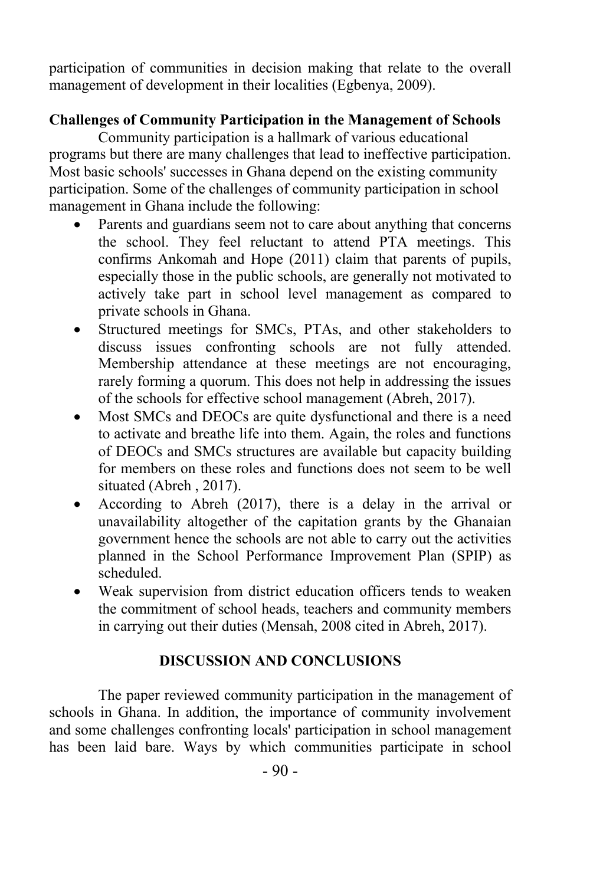participation of communities in decision making that relate to the overall management of development in their localities (Egbenya, 2009).

**Challenges of Community Participation in the Management of Schools**

Community participation is a hallmark of various educational programs but there are many challenges that lead to ineffective participation. Most basic schools' successes in Ghana depend on the existing community participation. Some of the challenges of community participation in school management in Ghana include the following:

- Parents and guardians seem not to care about anything that concerns the school. They feel reluctant to attend PTA meetings. This confirms Ankomah and Hope (2011) claim that parents of pupils, especially those in the public schools, are generally not motivated to actively take part in school level management as compared to private schools in Ghana.
- Structured meetings for SMCs, PTAs, and other stakeholders to discuss issues confronting schools are not fully attended. Membership attendance at these meetings are not encouraging, rarely forming a quorum. This does not help in addressing the issues of the schools for effective school management (Abreh, 2017).
- Most SMCs and DEOCs are quite dysfunctional and there is a need to activate and breathe life into them. Again, the roles and functions of DEOCs and SMCs structures are available but capacity building for members on these roles and functions does not seem to be well situated (Abreh , 2017).
- According to Abreh (2017), there is a delay in the arrival or unavailability altogether of the capitation grants by the Ghanaian government hence the schools are not able to carry out the activities planned in the School Performance Improvement Plan (SPIP) as scheduled.
- Weak supervision from district education officers tends to weaken the commitment of school heads, teachers and community members in carrying out their duties (Mensah, 2008 cited in Abreh, 2017).

## DISCUSSION AND CONCLUSIONS

The paper reviewed community participation in the management of schools in Ghana. In addition, the importance of community involvement and some challenges confronting locals' participation in school management has been laid bare. Ways by which communities participate in school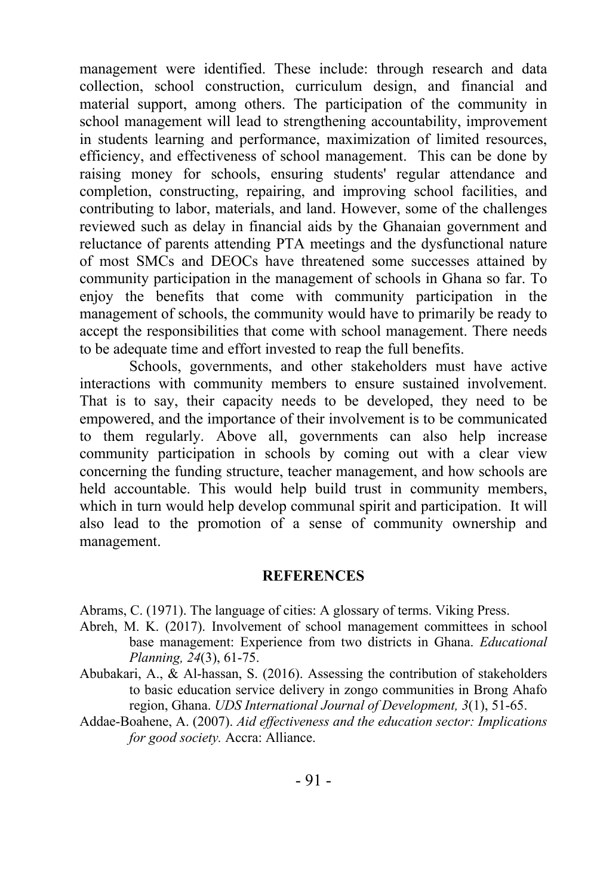management were identified. These include: through research and data collection, school construction, curriculum design, and financial and material support, among others. The participation of the community in school management will lead to strengthening accountability, improvement in students learning and performance, maximization of limited resources, efficiency, and effectiveness of school management. This can be done by raising money for schools, ensuring students' regular attendance and completion, constructing, repairing, and improving school facilities, and contributing to labor, materials, and land. However, some of the challenges reviewed such as delay in financial aids by the Ghanaian government and reluctance of parents attending PTA meetings and the dysfunctional nature of most SMCs and DEOCs have threatened some successes attained by community participation in the management of schools in Ghana so far. To enjoy the benefits that come with community participation in the management of schools, the community would have to primarily be ready to accept the responsibilities that come with school management. There needs to be adequate time and effort invested to reap the full benefits.

Schools, governments, and other stakeholders must have active interactions with community members to ensure sustained involvement. That is to say, their capacity needs to be developed, they need to be empowered, and the importance of their involvement is to be communicated to them regularly. Above all, governments can also help increase community participation in schools by coming out with a clear view concerning the funding structure, teacher management, and how schools are held accountable. This would help build trust in community members, which in turn would help develop communal spirit and participation. It will also lead to the promotion of a sense of community ownership and management.

## REFERENCES

Abrams, C. (1971). The language of cities: A glossary of terms. Viking Press.

Abreh, M. K. (2017). Involvement of school management committees in school base management: Experience from two districts in Ghana. *Educational Planning, 24*(3), 61-75.

Abubakari, A., & Al-hassan, S. (2016). Assessing the contribution of stakeholders to basic education service delivery in zongo communities in Brong Ahafo region, Ghana. *UDS International Journal of Development, 3*(1), 51-65.

Addae-Boahene, A. (2007). *Aid effectiveness and the education sector: Implications for good society.* Accra: Alliance.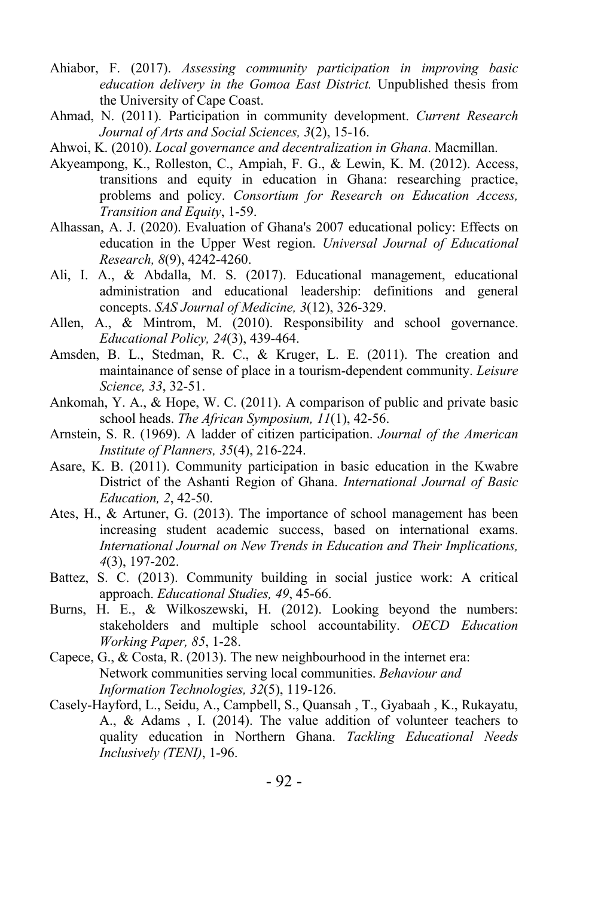Ahiabor, F. (2017). *Assessing community participation in improving basic education delivery in the Gomoa East District.* Unpublished thesis from the University of Cape Coast.

Ahmad, N. (2011). Participation in community development. *Current Research Journal of Arts and Social Sciences, 3*(2), 15-16.

Ahwoi, K. (2010). *Local governance and decentralization in Ghana*. Macmillan.

Akyeampong, K., Rolleston, C., Ampiah, F. G., & Lewin, K. M. (2012). Access, transitions and equity in education in Ghana: researching practice, problems and policy. *Consortium for Research on Education Access, Transition and Equity*, 1-59.

Alhassan, A. J. (2020). Evaluation of Ghana's 2007 educational policy: Effects on education in the Upper West region. *Universal Journal of Educational Research, 8*(9), 4242-4260.

Ali, I. A., & Abdalla, M. S. (2017). Educational management, educational administration and educational leadership: definitions and general concepts. *SAS Journal of Medicine, 3*(12), 326-329.

Allen, A., & Mintrom, M. (2010). Responsibility and school governance. *Educational Policy, 24*(3), 439-464.

Amsden, B. L., Stedman, R. C., & Kruger, L. E. (2011). The creation and maintainance of sense of place in a tourism-dependent community. *Leisure Science, 33*, 32-51.

Ankomah, Y. A., & Hope, W. C. (2011). A comparison of public and private basic school heads. *The African Symposium, 11*(1), 42-56.

Arnstein, S. R. (1969). A ladder of citizen participation. *Journal of the American Institute of Planners, 35*(4), 216-224.

Asare, K. B. (2011). Community participation in basic education in the Kwabre District of the Ashanti Region of Ghana. *International Journal of Basic Education, 2*, 42-50.

Ates, H., & Artuner, G. (2013). The importance of school management has been increasing student academic success, based on international exams. *International Journal on New Trends in Education and Their Implications, 4*(3), 197-202.

Battez, S. C. (2013). Community building in social justice work: A critical approach. *Educational Studies, 49*, 45-66.

Burns, H. E., & Wilkoszewski, H. (2012). Looking beyond the numbers: stakeholders and multiple school accountability. *OECD Education Working Paper, 85*, 1-28.

Capece, G., & Costa, R. (2013). The new neighbourhood in the internet era: Network communities serving local communities. *Behaviour and Information Technologies, 32*(5), 119-126.

Casely-Hayford, L., Seidu, A., Campbell, S., Quansah , T., Gyabaah , K., Rukayatu, A., & Adams , I. (2014). The value addition of volunteer teachers to quality education in Northern Ghana. *Tackling Educational Needs Inclusively (TENI)*, 1-96.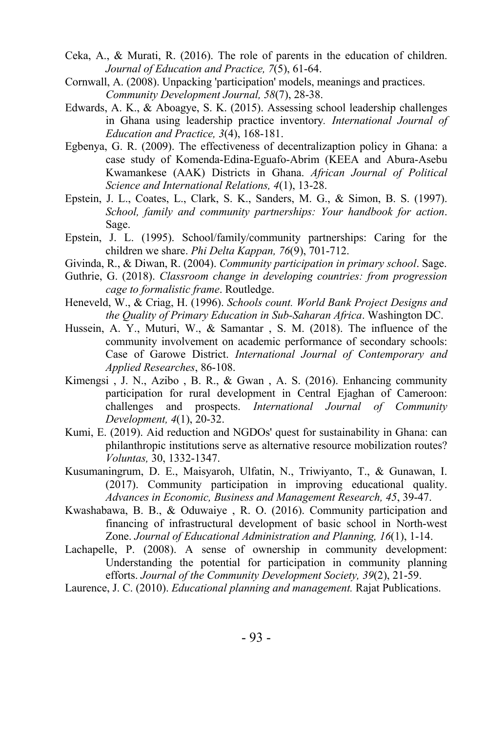Ceka, A., & Murati, R. (2016). The role of parents in the education of children. *Journal of Education and Practice, 7*(5), 61-64.

Cornwall, A. (2008). Unpacking 'participation' models, meanings and practices. *Community Development Journal, 58*(7), 28-38.

Edwards, A. K., & Aboagye, S. K. (2015). Assessing school leadership challenges in Ghana using leadership practice inventory. *International Journal of Education and Practice, 3*(4), 168-181.

Egbenya, G. R. (2009). The effectiveness of decentralizaption policy in Ghana: a case study of Komenda-Edina-Eguafo-Abrim (KEEA and Abura-Asebu Kwamankese (AAK) Districts in Ghana. *African Journal of Political Science and International Relations, 4*(1), 13-28.

Epstein, J. L., Coates, L., Clark, S. K., Sanders, M. G., & Simon, B. S. (1997). *School, family and community partnerships: Your handbook for action*. Sage.

Epstein, J. L. (1995). School/family/community partnerships: Caring for the children we share. *Phi Delta Kappan, 76*(9), 701-712.

Givinda, R., & Diwan, R. (2004). *Community participation in primary school*. Sage.

Guthrie, G. (2018). *Classroom change in developing countries: from progression cage to formalistic frame*. Routledge.

Heneveld, W., & Criag, H. (1996). *Schools count. World Bank Project Designs and the Quality of Primary Education in Sub-Saharan Africa*. Washington DC.

Hussein, A. Y., Muturi, W., & Samantar , S. M. (2018). The influence of the community involvement on academic performance of secondary schools: Case of Garowe District. *International Journal of Contemporary and Applied Researches*, 86-108.

Kimengsi , J. N., Azibo , B. R., & Gwan , A. S. (2016). Enhancing community participation for rural development in Central Ejaghan of Cameroon: challenges and prospects. *International Journal of Community Development, 4*(1), 20-32.

Kumi, E. (2019). Aid reduction and NGDOs' quest for sustainability in Ghana: can philanthropic institutions serve as alternative resource mobilization routes? *Voluntas,* 30, 1332-1347.

Kusumaningrum, D. E., Maisyaroh, Ulfatin, N., Triwiyanto, T., & Gunawan, I. (2017). Community participation in improving educational quality. *Advances in Economic, Business and Management Research, 45*, 39-47.

Kwashabawa, B. B., & Oduwaiye , R. O. (2016). Community participation and financing of infrastructural development of basic school in North-west Zone. *Journal of Educational Administration and Planning, 16*(1), 1-14.

Lachapelle, P. (2008). A sense of ownership in community development: Understanding the potential for participation in community planning efforts. *Journal of the Community Development Society, 39*(2), 21-59.

Laurence, J. C. (2010). *Educational planning and management.* Rajat Publications.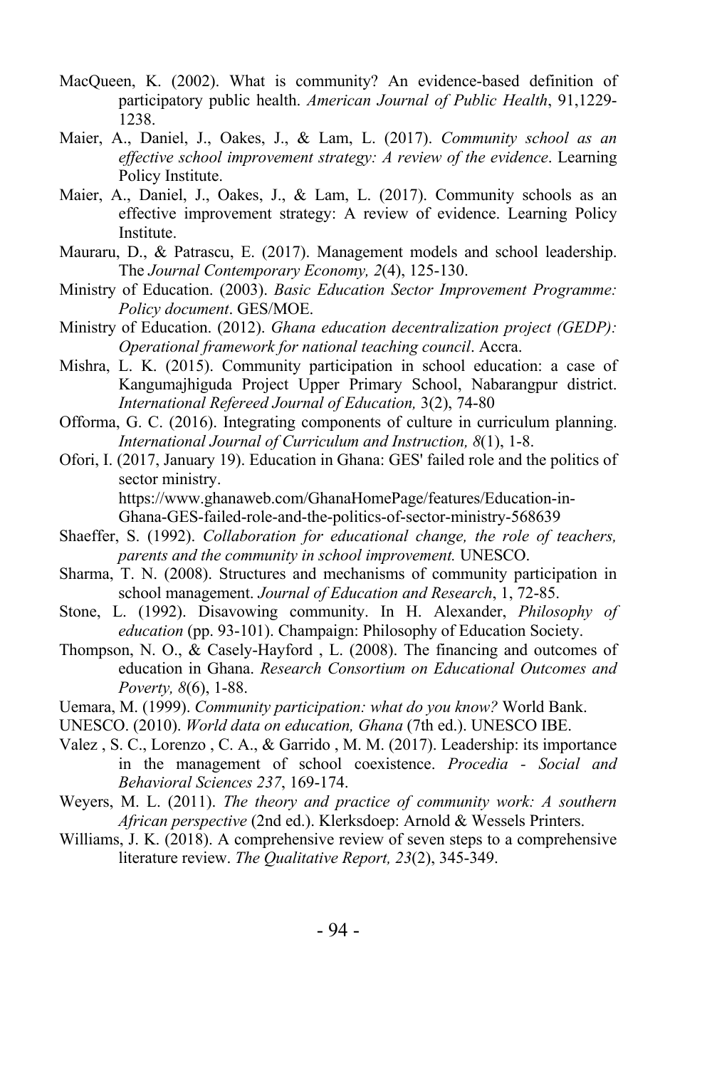MacQueen, K. (2002). What is community? An evidence-based definition of participatory public health. *American Journal of Public Health*, 91,1229-1238.

Maier, A., Daniel, J., Oakes, J., & Lam, L. (2017). *Community school as an effective school improvement strategy: A review of the evidence*. Learning Policy Institute.

Maier, A., Daniel, J., Oakes, J., & Lam, L. (2017). Community schools as an effective improvement strategy: A review of evidence. Learning Policy Institute.

Mauraru, D., & Patrascu, E. (2017). Management models and school leadership. The *Journal Contemporary Economy, 2*(4), 125-130.

Ministry of Education. (2003). *Basic Education Sector Improvement Programme: Policy document*. GES/MOE.

Ministry of Education. (2012). *Ghana education decentralization project (GEDP): Operational framework for national teaching council*. Accra.

Mishra, L. K. (2015). Community participation in school education: a case of Kangumajhiguda Project Upper Primary School, Nabarangpur district. *International Refereed Journal of Education,* 3(2), 74-80

Offorma, G. C. (2016). Integrating components of culture in curriculum planning. *International Journal of Curriculum and Instruction, 8*(1), 1-8.

Ofori, I. (2017, January 19). Education in Ghana: GES' failed role and the politics of sector ministry. https://www.ghanaweb.com/GhanaHomePage/features/Education-in-Ghana-GES-failed-role-and-the-politics-of-sector-ministry-568639

Shaeffer, S. (1992). *Collaboration for educational change, the role of teachers, parents and the community in school improvement.* UNESCO.

Sharma, T. N. (2008). Structures and mechanisms of community participation in school management. *Journal of Education and Research*, 1, 72-85.

Stone, L. (1992). Disavowing community. In H. Alexander, *Philosophy of education* (pp. 93-101). Champaign: Philosophy of Education Society.

Thompson, N. O., & Casely-Hayford , L. (2008). The financing and outcomes of education in Ghana. *Research Consortium on Educational Outcomes and Poverty, 8*(6), 1-88.

Uemara, M. (1999). *Community participation: what do you know?* World Bank.

UNESCO. (2010). *World data on education, Ghana* (7th ed.). UNESCO IBE.

Valez , S. C., Lorenzo , C. A., & Garrido , M. M. (2017). Leadership: its importance in the management of school coexistence. *Procedia - Social and Behavioral Sciences 237*, 169-174.

Weyers, M. L. (2011). *The theory and practice of community work: A southern African perspective* (2nd ed.). Klerksdoep: Arnold & Wessels Printers.

Williams, J. K. (2018). A comprehensive review of seven steps to a comprehensive literature review. *The Qualitative Report, 23*(2), 345-349.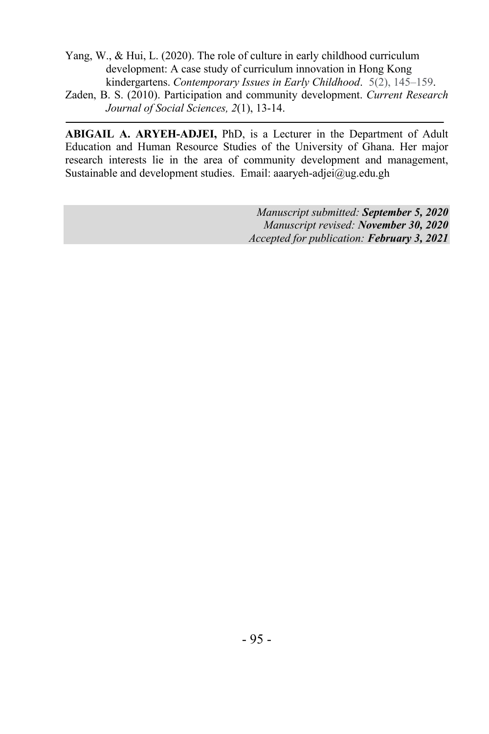Yang, W., & Hui, L. (2020). The role of culture in early childhood curriculum development: A case study of curriculum innovation in Hong Kong kindergartens. *Contemporary Issues in Early Childhood*. 5(2), 145–159.

Zaden, B. S. (2010). Participation and community development. *Current Research Journal of Social Sciences, 2*(1), 13-14.

---

**ABIGAIL A. ARYEH-ADJEI,** PhD, is a Lecturer in the Department of Adult Education and Human Resource Studies of the University of Ghana. Her major research interests lie in the area of community development and management, Sustainable and development studies. Email: aaaryeh-adjei@ug.edu.gh

*Manuscript submitted: **September 5, 2020***
*Manuscript revised: **November 30, 2020***
*Accepted for publication: **February 3, 2021***